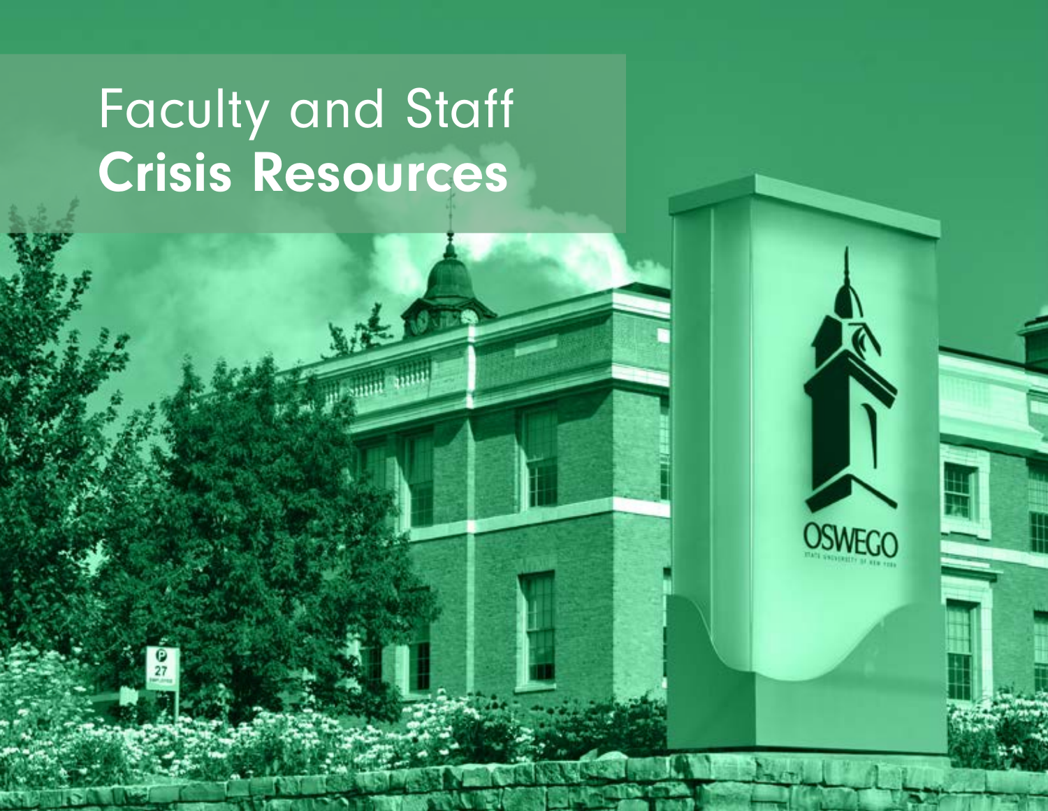# Faculty and Staff **Crisis Resources**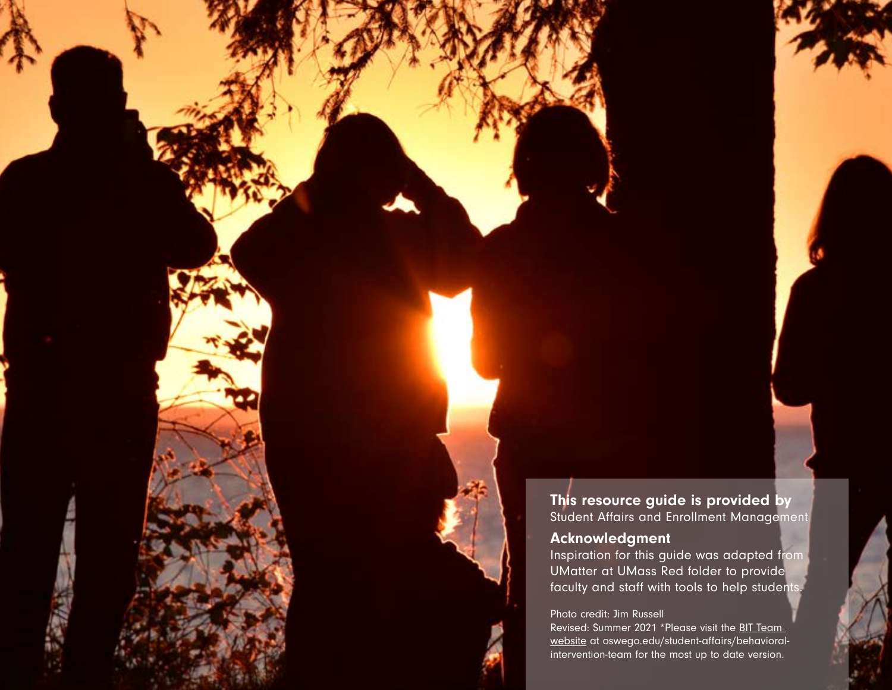**This resource guide is provided by**
Student Affairs and Enrollment Management

**Acknowledgment**

Inspiration for this guide was adapted from UMatter at UMass Red folder to provide faculty and staff with tools to help students.

Photo credit: Jim Russell

Revised: Summer 2021 *Please visit the BIT Team website at oswego.edu/student-affairs/behavioral-intervention-team for the most up to date version.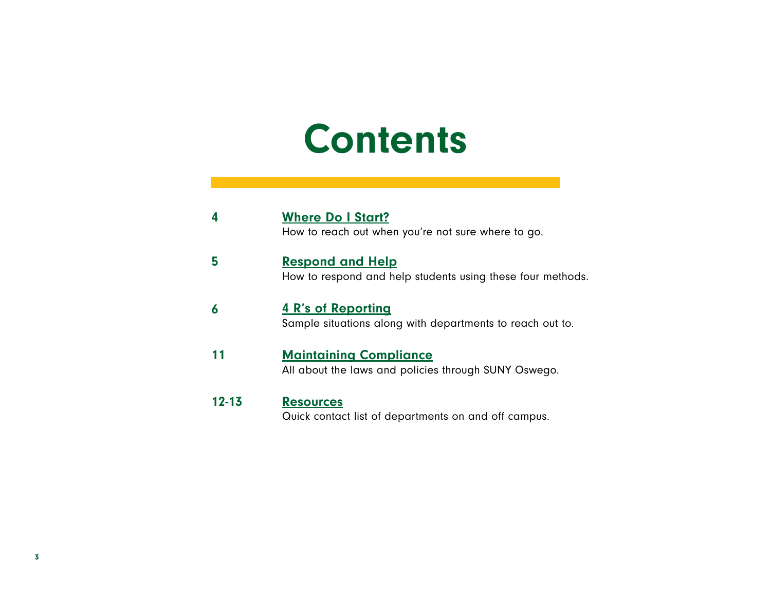# Contents

| | |
|---|---|
| 4 | **Where Do I Start?**<br>How to reach out when you're not sure where to go. |
| 5 | **Respond and Help**<br>How to respond and help students using these four methods. |
| 6 | **4 R's of Reporting**<br>Sample situations along with departments to reach out to. |
| 11 | **Maintaining Compliance**<br>All about the laws and policies through SUNY Oswego. |
| 12-13 | **Resources**<br>Quick contact list of departments on and off campus. |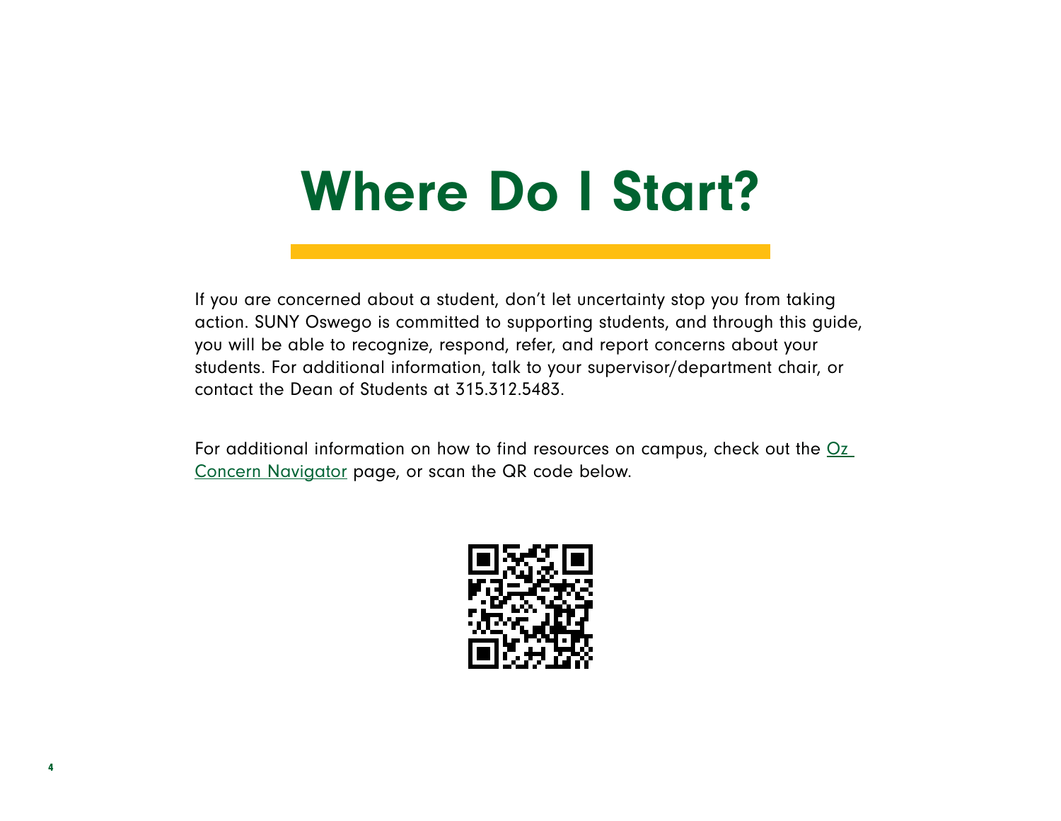# Where Do I Start?

If you are concerned about a student, don't let uncertainty stop you from taking action. SUNY Oswego is committed to supporting students, and through this guide, you will be able to recognize, respond, refer, and report concerns about your students. For additional information, talk to your supervisor/department chair, or contact the Dean of Students at 315.312.5483.

For additional information on how to find resources on campus, check out the Oz Concern Navigator page, or scan the QR code below.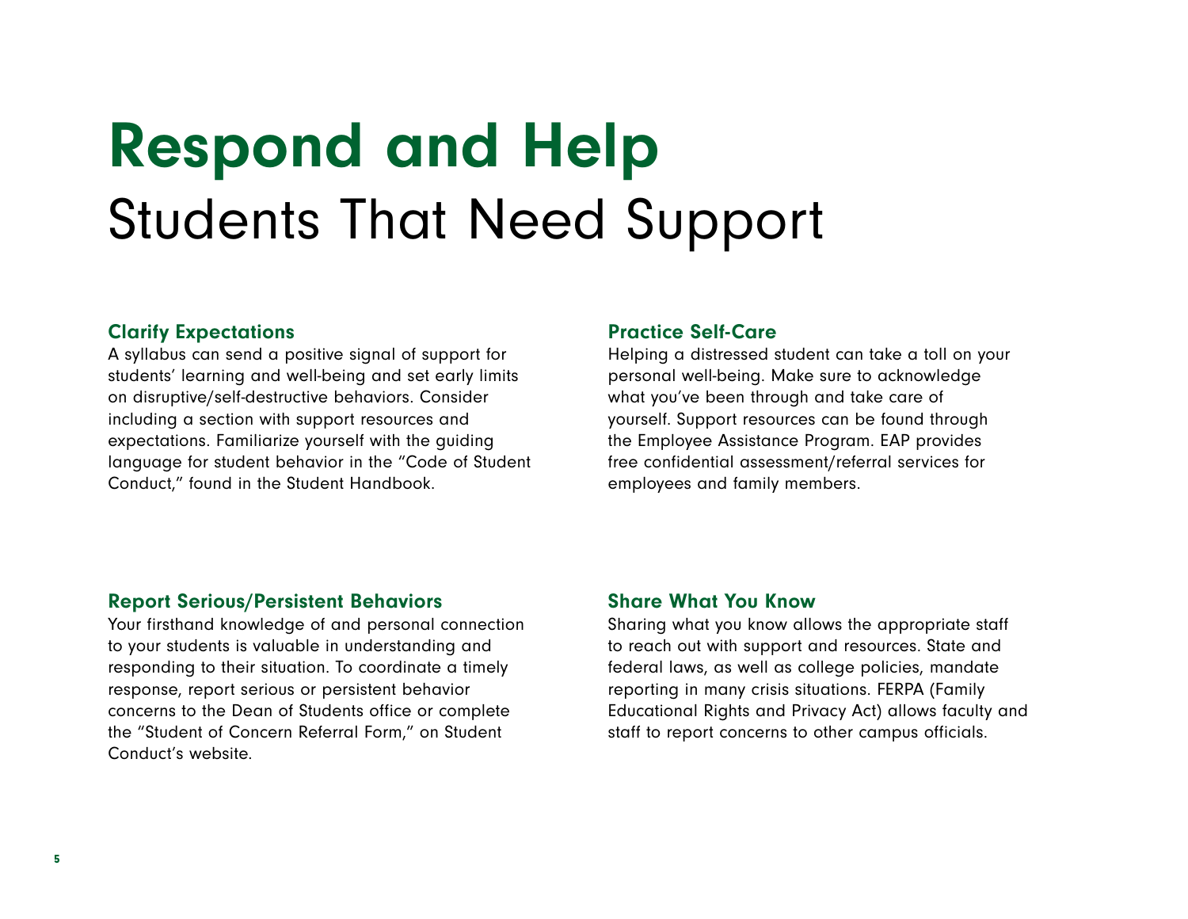# Respond and Help

## Students That Need Support

### Clarify Expectations

A syllabus can send a positive signal of support for students' learning and well-being and set early limits on disruptive/self-destructive behaviors. Consider including a section with support resources and expectations. Familiarize yourself with the guiding language for student behavior in the "Code of Student Conduct," found in the Student Handbook.

### Practice Self-Care

Helping a distressed student can take a toll on your personal well-being. Make sure to acknowledge what you've been through and take care of yourself. Support resources can be found through the Employee Assistance Program. EAP provides free confidential assessment/referral services for employees and family members.

### Report Serious/Persistent Behaviors

Your firsthand knowledge of and personal connection to your students is valuable in understanding and responding to their situation. To coordinate a timely response, report serious or persistent behavior concerns to the Dean of Students office or complete the "Student of Concern Referral Form," on Student Conduct's website.

### Share What You Know

Sharing what you know allows the appropriate staff to reach out with support and resources. State and federal laws, as well as college policies, mandate reporting in many crisis situations. FERPA (Family Educational Rights and Privacy Act) allows faculty and staff to report concerns to other campus officials.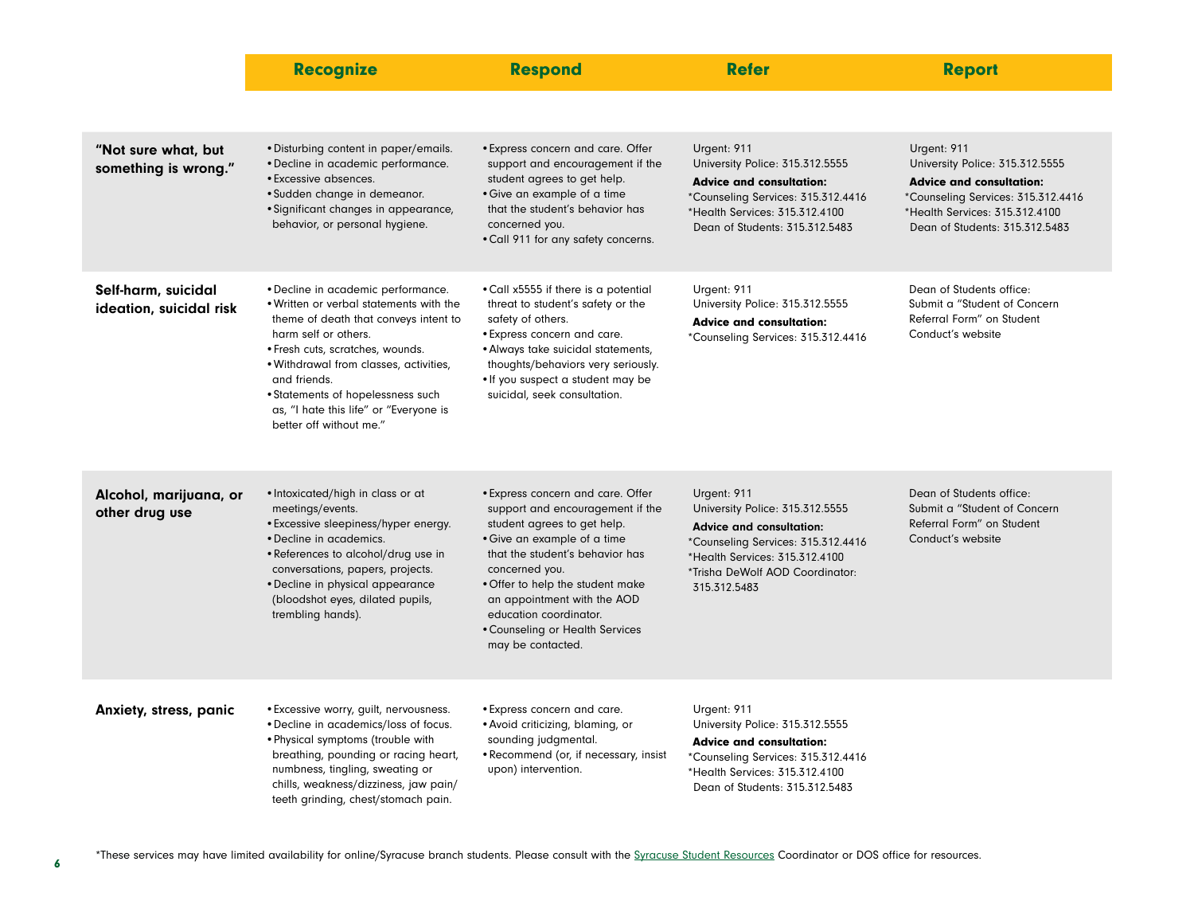| | Recognize | Respond | Refer | Report |
|---|---|---|---|---|
| **"Not sure what, but something is wrong."** | • Disturbing content in paper/emails.<br>• Decline in academic performance.<br>• Excessive absences.<br>• Sudden change in demeanor.<br>• Significant changes in appearance, behavior, or personal hygiene. | • Express concern and care. Offer support and encouragement if the student agrees to get help.<br>• Give an example of a time that the student's behavior has concerned you.<br>• Call 911 for any safety concerns. | Urgent: 911<br>University Police: 315.312.5555<br>**Advice and consultation:**<br>*Counseling Services: 315.312.4416<br>*Health Services: 315.312.4100<br>Dean of Students: 315.312.5483 | Urgent: 911<br>University Police: 315.312.5555<br>**Advice and consultation:**<br>*Counseling Services: 315.312.4416<br>*Health Services: 315.312.4100<br>Dean of Students: 315.312.5483 |
| **Self-harm, suicidal ideation, suicidal risk** | • Decline in academic performance.<br>• Written or verbal statements with the theme of death that conveys intent to harm self or others.<br>• Fresh cuts, scratches, wounds.<br>• Withdrawal from classes, activities, and friends.<br>• Statements of hopelessness such as, "I hate this life" or "Everyone is better off without me." | • Call x5555 if there is a potential threat to student's safety or the safety of others.<br>• Express concern and care.<br>• Always take suicidal statements, thoughts/behaviors very seriously.<br>• If you suspect a student may be suicidal, seek consultation. | Urgent: 911<br>University Police: 315.312.5555<br>**Advice and consultation:**<br>*Counseling Services: 315.312.4416 | Dean of Students office: Submit a "Student of Concern Referral Form" on Student Conduct's website |
| **Alcohol, marijuana, or other drug use** | • Intoxicated/high in class or at meetings/events.<br>• Excessive sleepiness/hyper energy.<br>• Decline in academics.<br>• References to alcohol/drug use in conversations, papers, projects.<br>• Decline in physical appearance (bloodshot eyes, dilated pupils, trembling hands). | • Express concern and care. Offer support and encouragement if the student agrees to get help.<br>• Give an example of a time that the student's behavior has concerned you.<br>• Offer to help the student make an appointment with the AOD education coordinator.<br>• Counseling or Health Services may be contacted. | Urgent: 911<br>University Police: 315.312.5555<br>**Advice and consultation:**<br>*Counseling Services: 315.312.4416<br>*Health Services: 315.312.4100<br>*Trisha DeWolf AOD Coordinator: 315.312.5483 | Dean of Students office: Submit a "Student of Concern Referral Form" on Student Conduct's website |
| **Anxiety, stress, panic** | • Excessive worry, guilt, nervousness.<br>• Decline in academics/loss of focus.<br>• Physical symptoms (trouble with breathing, pounding or racing heart, numbness, tingling, sweating or chills, weakness/dizziness, jaw pain/teeth grinding, chest/stomach pain. | • Express concern and care.<br>• Avoid criticizing, blaming, or sounding judgmental.<br>• Recommend (or, if necessary, insist upon) intervention. | Urgent: 911<br>University Police: 315.312.5555<br>**Advice and consultation:**<br>*Counseling Services: 315.312.4416<br>*Health Services: 315.312.4100<br>Dean of Students: 315.312.5483 | |

*These services may have limited availability for online/Syracuse branch students. Please consult with the Syracuse Student Resources Coordinator or DOS office for resources.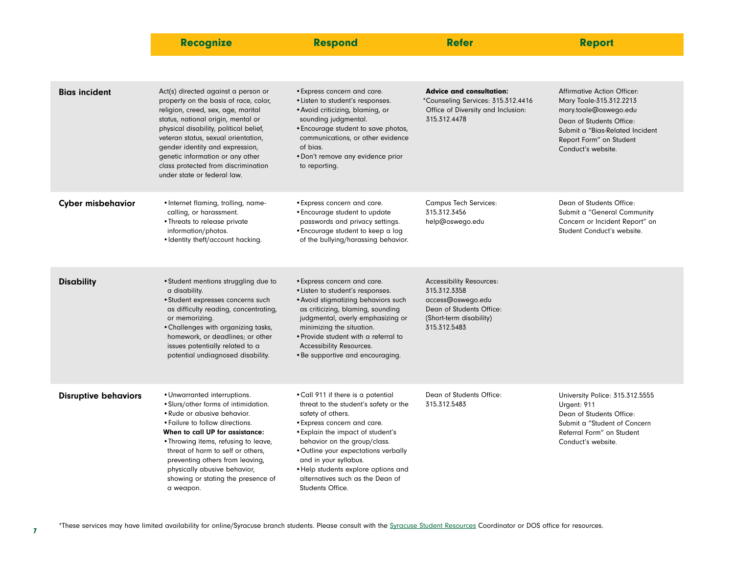| | Recognize | Respond | Refer | Report |
|---|---|---|---|---|
| **Bias incident** | Act(s) directed against a person or property on the basis of race, color, religion, creed, sex, age, marital status, national origin, mental or physical disability, political belief, veteran status, sexual orientation, gender identity and expression, genetic information or any other class protected from discrimination under state or federal law. | • Express concern and care.<br>• Listen to student's responses.<br>• Avoid criticizing, blaming, or sounding judgmental.<br>• Encourage student to save photos, communications, or other evidence of bias.<br>• Don't remove any evidence prior to reporting. | **Advice and consultation:**<br>*Counseling Services: 315.312.4416<br>Office of Diversity and Inclusion: 315.312.4478 | Affirmative Action Officer: Mary Toale-315.312.2213 mary.toale@oswego.edu<br>Dean of Students Office: Submit a "Bias-Related Incident Report Form" on Student Conduct's website. |
| **Cyber misbehavior** | • Internet flaming, trolling, name-calling, or harassment.<br>• Threats to release private information/photos.<br>• Identity theft/account hacking. | • Express concern and care.<br>• Encourage student to update passwords and privacy settings.<br>• Encourage student to keep a log of the bullying/harassing behavior. | Campus Tech Services: 315.312.3456 help@oswego.edu | Dean of Students Office: Submit a "General Community Concern or Incident Report" on Student Conduct's website. |
| **Disability** | • Student mentions struggling due to a disability.<br>• Student expresses concerns such as difficulty reading, concentrating, or memorizing.<br>• Challenges with organizing tasks, homework, or deadlines; or other issues potentially related to a potential undiagnosed disability. | • Express concern and care.<br>• Listen to student's responses.<br>• Avoid stigmatizing behaviors such as criticizing, blaming, sounding judgmental, overly emphasizing or minimizing the situation.<br>• Provide student with a referral to Accessibility Resources.<br>• Be supportive and encouraging. | Accessibility Resources: 315.312.3358 access@oswego.edu<br>Dean of Students Office: (Short-term disability) 315.312.5483 | |
| **Disruptive behaviors** | • Unwarranted interruptions.<br>• Slurs/other forms of intimidation.<br>• Rude or abusive behavior.<br>• Failure to follow directions.<br>**When to call UP for assistance:**<br>• Throwing items, refusing to leave, threat of harm to self or others, preventing others from leaving, physically abusive behavior, showing or stating the presence of a weapon. | • Call 911 if there is a potential threat to the student's safety or the safety of others.<br>• Express concern and care.<br>• Explain the impact of student's behavior on the group/class.<br>• Outline your expectations verbally and in your syllabus.<br>• Help students explore options and alternatives such as the Dean of Students Office. | Dean of Students Office: 315.312.5483 | University Police: 315.312.5555<br>Urgent: 911<br>Dean of Students Office: Submit a "Student of Concern Referral Form" on Student Conduct's website. |

*These services may have limited availability for online/Syracuse branch students. Please consult with the Syracuse Student Resources Coordinator or DOS office for resources.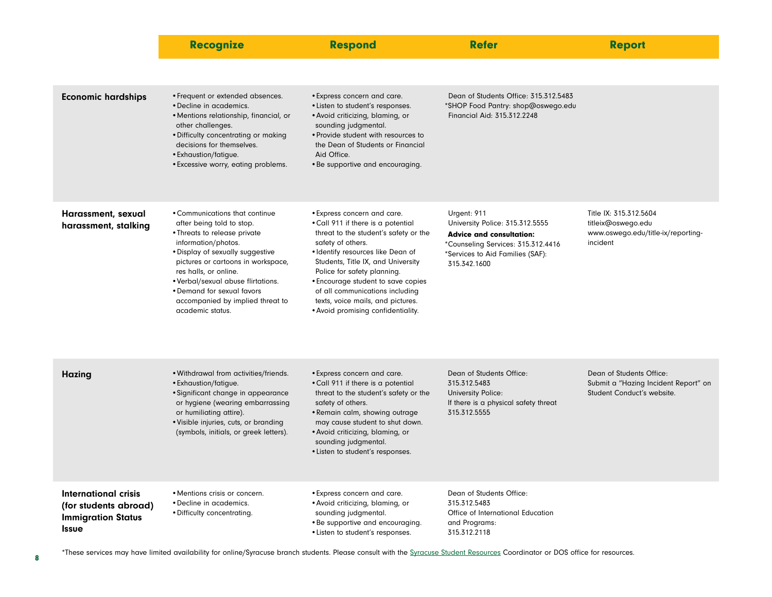| | Recognize | Respond | Refer | Report |
|---|---|---|---|---|
| **Economic hardships** | • Frequent or extended absences.<br>• Decline in academics.<br>• Mentions relationship, financial, or other challenges.<br>• Difficulty concentrating or making decisions for themselves.<br>• Exhaustion/fatigue.<br>• Excessive worry, eating problems. | • Express concern and care.<br>• Listen to student's responses.<br>• Avoid criticizing, blaming, or sounding judgmental.<br>• Provide student with resources to the Dean of Students or Financial Aid Office.<br>• Be supportive and encouraging. | Dean of Students Office: 315.312.5483<br>*SHOP Food Pantry: shop@oswego.edu<br>Financial Aid: 315.312.2248 | |
| **Harassment, sexual harassment, stalking** | • Communications that continue after being told to stop.<br>• Threats to release private information/photos.<br>• Display of sexually suggestive pictures or cartoons in workspace, res halls, or online.<br>• Verbal/sexual abuse flirtations.<br>• Demand for sexual favors accompanied by implied threat to academic status. | • Express concern and care.<br>• Call 911 if there is a potential threat to the student's safety or the safety of others.<br>• Identify resources like Dean of Students, Title IX, and University Police for safety planning.<br>• Encourage student to save copies of all communications including texts, voice mails, and pictures.<br>• Avoid promising confidentiality. | Urgent: 911<br>University Police: 315.312.5555<br>**Advice and consultation:**<br>*Counseling Services: 315.312.4416<br>*Services to Aid Families (SAF): 315.342.1600 | Title IX: 315.312.5604<br>titleix@oswego.edu<br>www.oswego.edu/title-ix/reporting-incident |
| **Hazing** | • Withdrawal from activities/friends.<br>• Exhaustion/fatigue.<br>• Significant change in appearance or hygiene (wearing embarrassing or humiliating attire).<br>• Visible injuries, cuts, or branding (symbols, initials, or greek letters). | • Express concern and care.<br>• Call 911 if there is a potential threat to the student's safety or the safety of others.<br>• Remain calm, showing outrage may cause student to shut down.<br>• Avoid criticizing, blaming, or sounding judgmental.<br>• Listen to student's responses. | Dean of Students Office: 315.312.5483<br>University Police: If there is a physical safety threat 315.312.5555 | Dean of Students Office: Submit a "Hazing Incident Report" on Student Conduct's website. |
| **International crisis (for students abroad) Immigration Status Issue** | • Mentions crisis or concern.<br>• Decline in academics.<br>• Difficulty concentrating. | • Express concern and care.<br>• Avoid criticizing, blaming, or sounding judgmental.<br>• Be supportive and encouraging.<br>• Listen to student's responses. | Dean of Students Office: 315.312.5483<br>Office of International Education and Programs: 315.312.2118 | |

*These services may have limited availability for online/Syracuse branch students. Please consult with the Syracuse Student Resources Coordinator or DOS office for resources.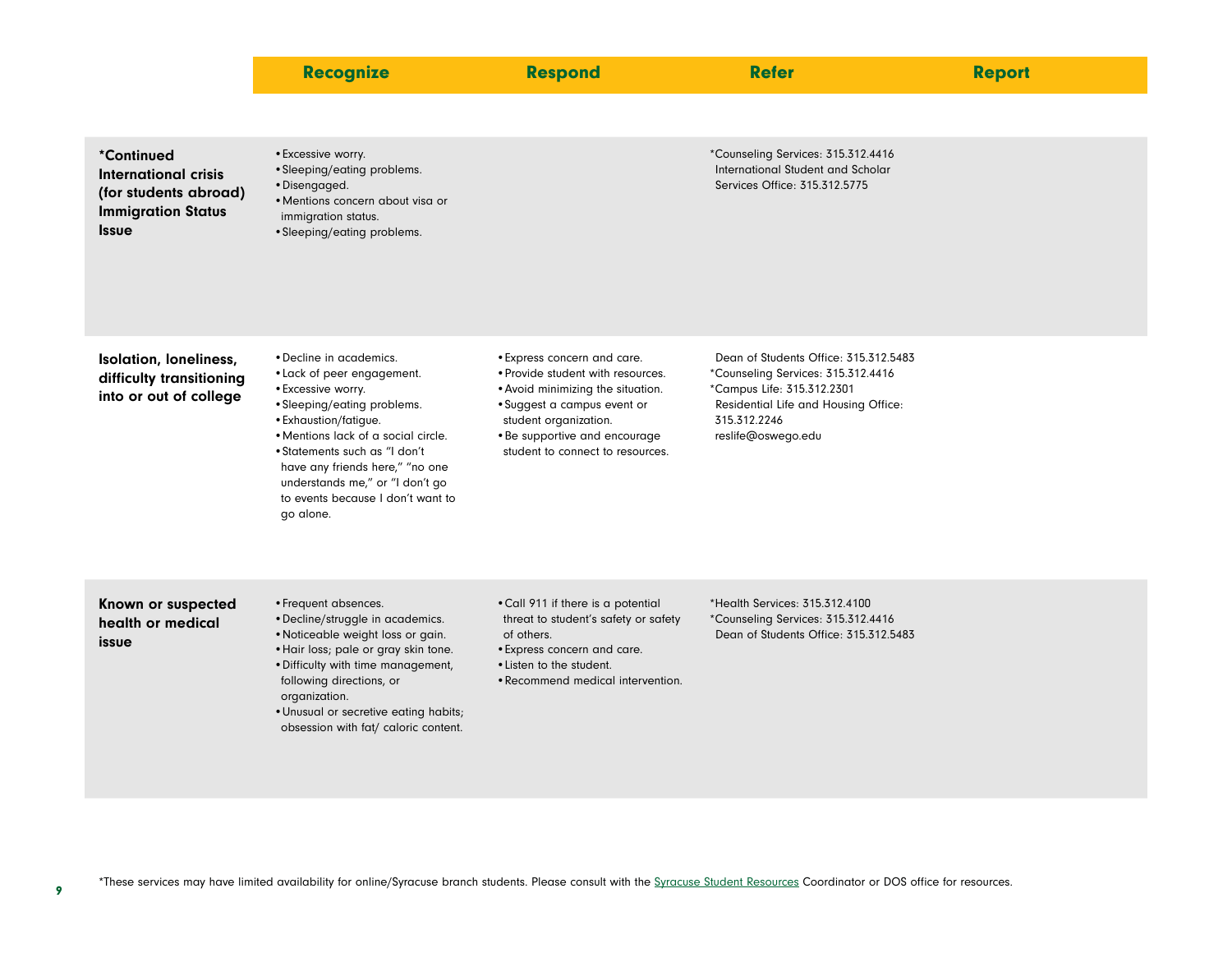| | Recognize | Respond | Refer | Report |
|---|---|---|---|---|
| **\*Continued International crisis (for students abroad) Immigration Status Issue** | • Excessive worry.<br>• Sleeping/eating problems.<br>• Disengaged.<br>• Mentions concern about visa or immigration status.<br>• Sleeping/eating problems. | | \*Counseling Services: 315.312.4416<br>International Student and Scholar Services Office: 315.312.5775 | |
| **Isolation, loneliness, difficulty transitioning into or out of college** | • Decline in academics.<br>• Lack of peer engagement.<br>• Excessive worry.<br>• Sleeping/eating problems.<br>• Exhaustion/fatigue.<br>• Mentions lack of a social circle.<br>• Statements such as "I don't have any friends here," "no one understands me," or "I don't go to events because I don't want to go alone. | • Express concern and care.<br>• Provide student with resources.<br>• Avoid minimizing the situation.<br>• Suggest a campus event or student organization.<br>• Be supportive and encourage student to connect to resources. | Dean of Students Office: 315.312.5483<br>\*Counseling Services: 315.312.4416<br>\*Campus Life: 315.312.2301<br>Residential Life and Housing Office: 315.312.2246<br>reslife@oswego.edu | |
| **Known or suspected health or medical issue** | • Frequent absences.<br>• Decline/struggle in academics.<br>• Noticeable weight loss or gain.<br>• Hair loss; pale or gray skin tone.<br>• Difficulty with time management, following directions, or organization.<br>• Unusual or secretive eating habits; obsession with fat/ caloric content. | • Call 911 if there is a potential threat to student's safety or safety of others.<br>• Express concern and care.<br>• Listen to the student.<br>• Recommend medical intervention. | \*Health Services: 315.312.4100<br>\*Counseling Services: 315.312.4416<br>Dean of Students Office: 315.312.5483 | |

*These services may have limited availability for online/Syracuse branch students. Please consult with the Syracuse Student Resources Coordinator or DOS office for resources.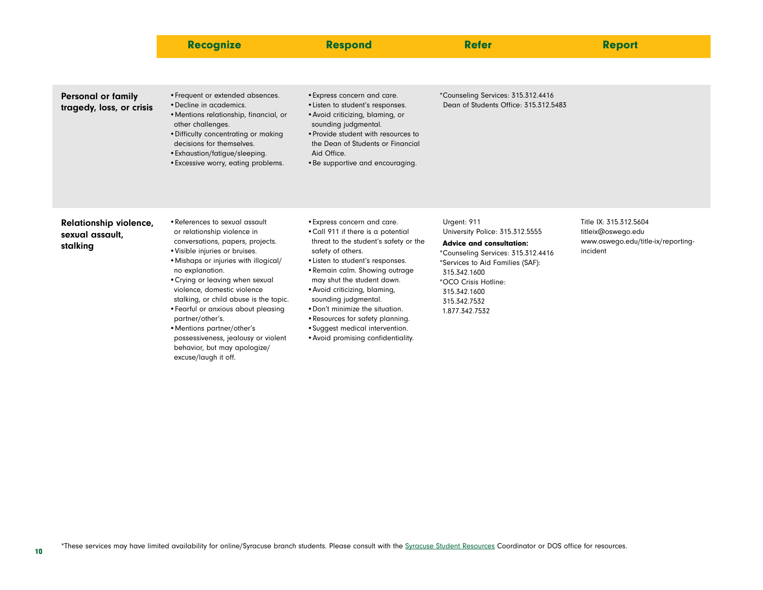| | Recognize | Respond | Refer | Report |
|---|---|---|---|---|
| **Personal or family tragedy, loss, or crisis** | • Frequent or extended absences.<br>• Decline in academics.<br>• Mentions relationship, financial, or other challenges.<br>• Difficulty concentrating or making decisions for themselves.<br>• Exhaustion/fatigue/sleeping.<br>• Excessive worry, eating problems. | • Express concern and care.<br>• Listen to student's responses.<br>• Avoid criticizing, blaming, or sounding judgmental.<br>• Provide student with resources to the Dean of Students or Financial Aid Office.<br>• Be supportive and encouraging. | *Counseling Services: 315.312.4416<br>Dean of Students Office: 315.312.5483 | |
| **Relationship violence, sexual assault, stalking** | • References to sexual assault or relationship violence in conversations, papers, projects.<br>• Visible injuries or bruises.<br>• Mishaps or injuries with illogical/ no explanation.<br>• Crying or leaving when sexual violence, domestic violence stalking, or child abuse is the topic.<br>• Fearful or anxious about pleasing partner/other's.<br>• Mentions partner/other's possessiveness, jealousy or violent behavior, but may apologize/ excuse/laugh it off. | • Express concern and care.<br>• Call 911 if there is a potential threat to the student's safety or the safety of others.<br>• Listen to student's responses.<br>• Remain calm. Showing outrage may shut the student down.<br>• Avoid criticizing, blaming, sounding judgmental.<br>• Don't minimize the situation.<br>• Resources for safety planning.<br>• Suggest medical intervention.<br>• Avoid promising confidentiality. | Urgent: 911<br>University Police: 315.312.5555<br>**Advice and consultation:**<br>*Counseling Services: 315.312.4416<br>*Services to Aid Families (SAF): 315.342.1600<br>*OCO Crisis Hotline: 315.342.1600<br>315.342.7532<br>1.877.342.7532 | Title IX: 315.312.5604<br>titleix@oswego.edu<br>www.oswego.edu/title-ix/reporting-incident |

*These services may have limited availability for online/Syracuse branch students. Please consult with the Syracuse Student Resources Coordinator or DOS office for resources.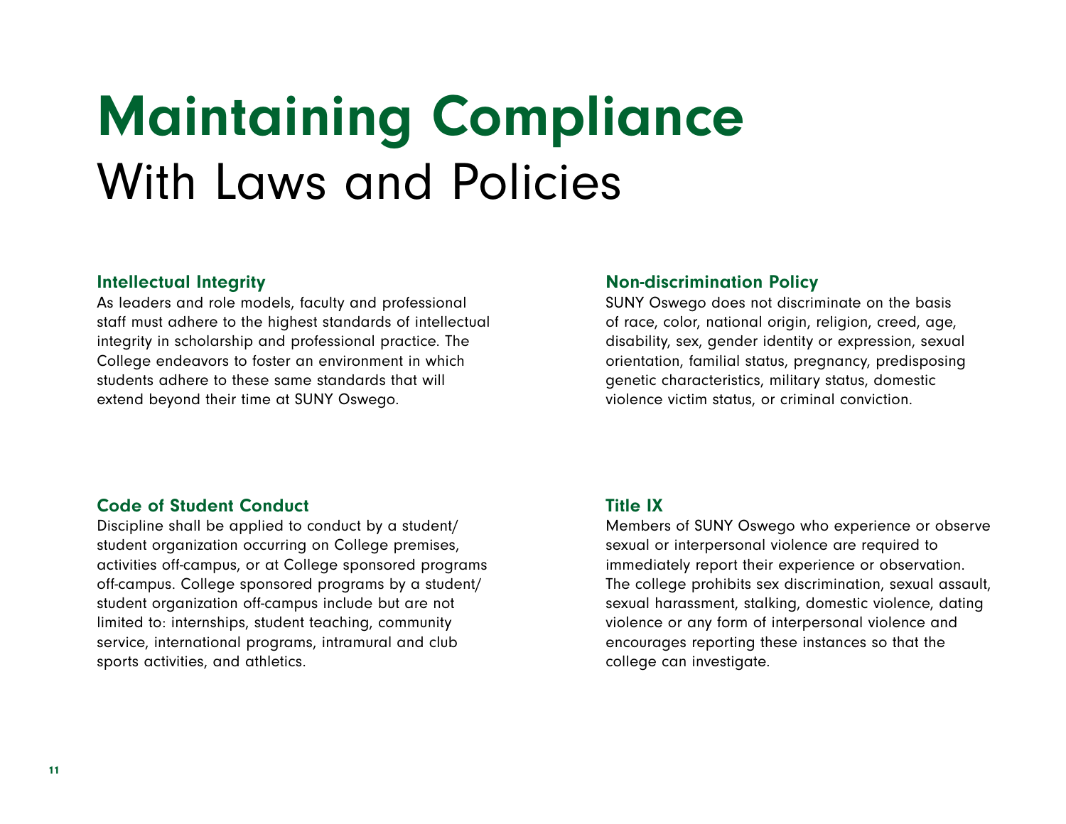# Maintaining Compliance

With Laws and Policies

## Intellectual Integrity

As leaders and role models, faculty and professional staff must adhere to the highest standards of intellectual integrity in scholarship and professional practice. The College endeavors to foster an environment in which students adhere to these same standards that will extend beyond their time at SUNY Oswego.

## Non-discrimination Policy

SUNY Oswego does not discriminate on the basis of race, color, national origin, religion, creed, age, disability, sex, gender identity or expression, sexual orientation, familial status, pregnancy, predisposing genetic characteristics, military status, domestic violence victim status, or criminal conviction.

## Code of Student Conduct

Discipline shall be applied to conduct by a student/ student organization occurring on College premises, activities off-campus, or at College sponsored programs off-campus. College sponsored programs by a student/ student organization off-campus include but are not limited to: internships, student teaching, community service, international programs, intramural and club sports activities, and athletics.

## Title IX

Members of SUNY Oswego who experience or observe sexual or interpersonal violence are required to immediately report their experience or observation. The college prohibits sex discrimination, sexual assault, sexual harassment, stalking, domestic violence, dating violence or any form of interpersonal violence and encourages reporting these instances so that the college can investigate.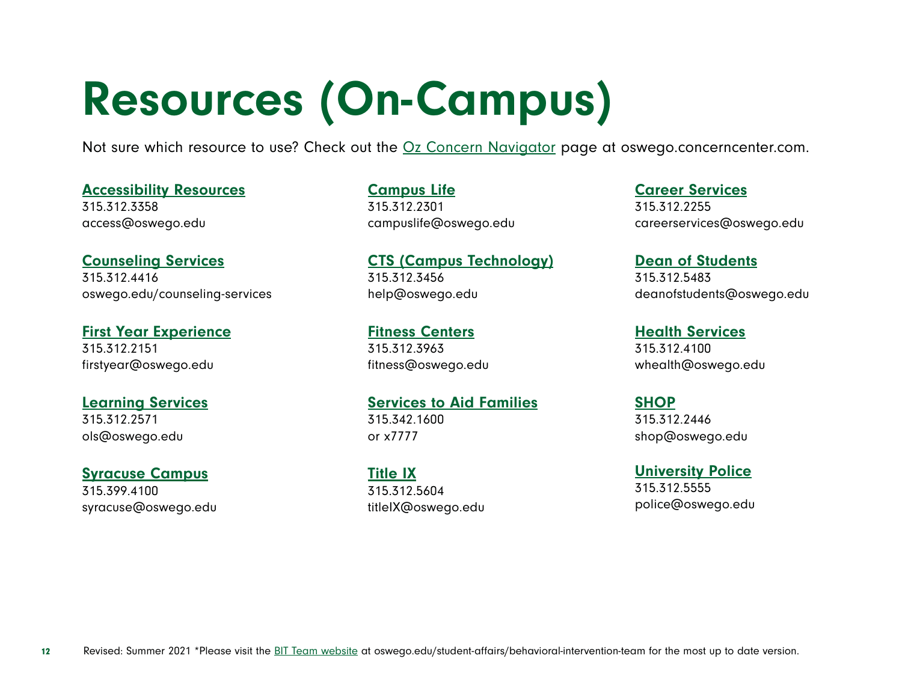# Resources (On-Campus)

Not sure which resource to use? Check out the Oz Concern Navigator page at oswego.concerncenter.com.

**Accessibility Resources**
315.312.3358
access@oswego.edu

**Campus Life**
315.312.2301
campuslife@oswego.edu

**Career Services**
315.312.2255
careerservices@oswego.edu

**Counseling Services**
315.312.4416
oswego.edu/counseling-services

**CTS (Campus Technology)**
315.312.3456
help@oswego.edu

**Dean of Students**
315.312.5483
deanofstudents@oswego.edu

**First Year Experience**
315.312.2151
firstyear@oswego.edu

**Fitness Centers**
315.312.3963
fitness@oswego.edu

**Health Services**
315.312.4100
whealth@oswego.edu

**Learning Services**
315.312.2571
ols@oswego.edu

**Services to Aid Families**
315.342.1600
or x7777

**SHOP**
315.312.2446
shop@oswego.edu

**Syracuse Campus**
315.399.4100
syracuse@oswego.edu

**Title IX**
315.312.5604
titleIX@oswego.edu

**University Police**
315.312.5555
police@oswego.edu

Revised: Summer 2021 *Please visit the BIT Team website at oswego.edu/student-affairs/behavioral-intervention-team for the most up to date version.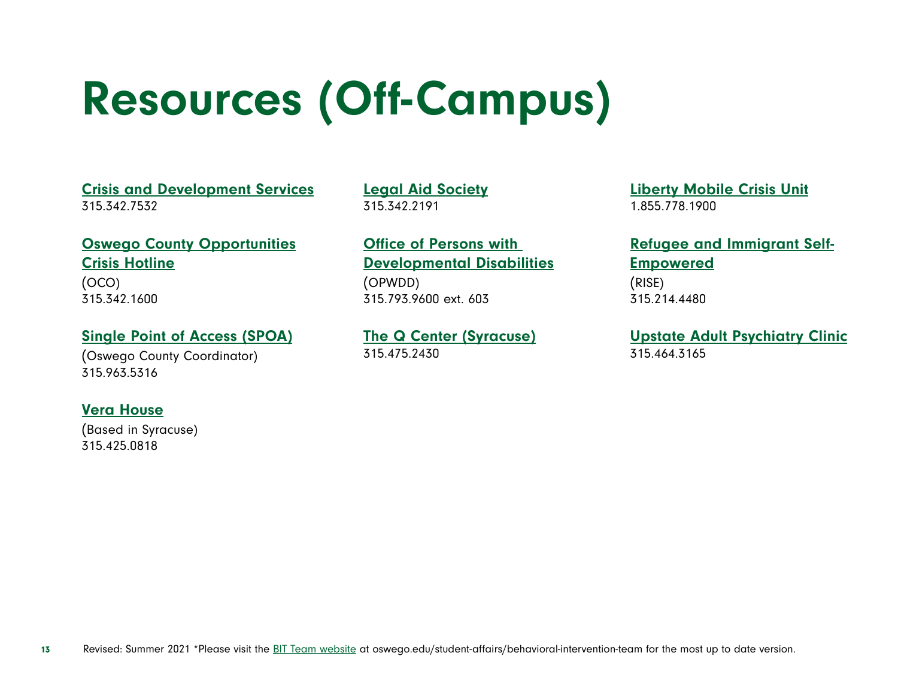# Resources (Off-Campus)

**Crisis and Development Services**
315.342.7532

**Oswego County Opportunities Crisis Hotline**
(OCO)
315.342.1600

**Single Point of Access (SPOA)**
(Oswego County Coordinator)
315.963.5316

**Vera House**
(Based in Syracuse)
315.425.0818

**Legal Aid Society**
315.342.2191

**Office of Persons with Developmental Disabilities**
(OPWDD)
315.793.9600 ext. 603

**The Q Center (Syracuse)**
315.475.2430

**Liberty Mobile Crisis Unit**
1.855.778.1900

**Refugee and Immigrant Self-Empowered**
(RISE)
315.214.4480

**Upstate Adult Psychiatry Clinic**
315.464.3165

Revised: Summer 2021 *Please visit the BIT Team website at oswego.edu/student-affairs/behavioral-intervention-team for the most up to date version.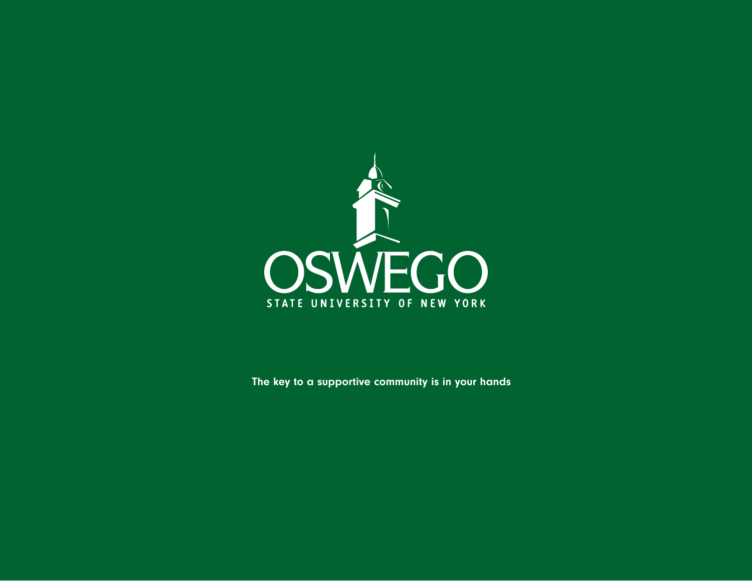OSWEGO

STATE UNIVERSITY OF NEW YORK

The key to a supportive community is in your hands